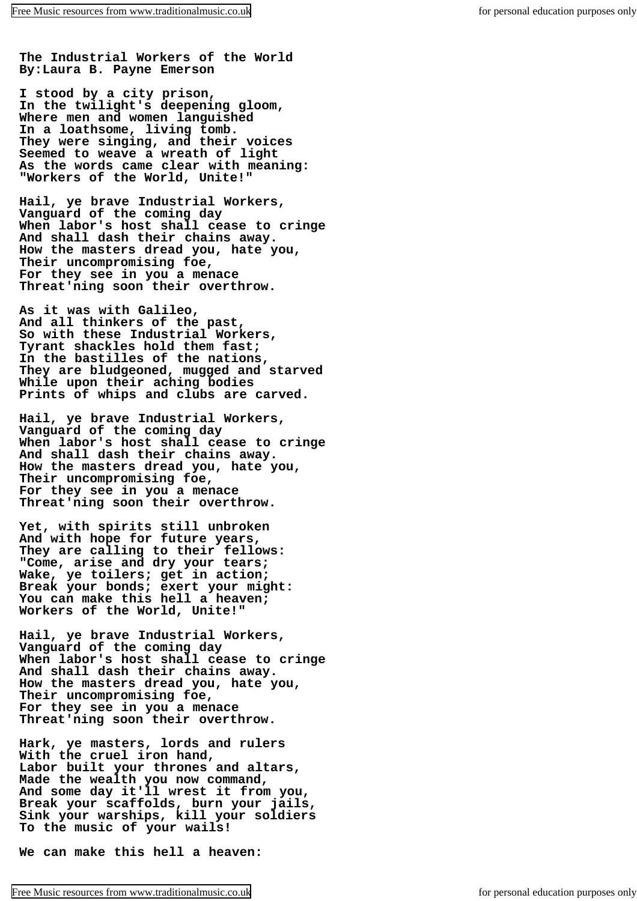**The Industrial Workers of the World**
**By:Laura B. Payne Emerson**

**I stood by a city prison,**
**In the twilight's deepening gloom,**
**Where men and women languished**
**In a loathsome, living tomb.**
**They were singing, and their voices**
**Seemed to weave a wreath of light**
**As the words came clear with meaning:**
**"Workers of the World, Unite!"**

**Hail, ye brave Industrial Workers,**
**Vanguard of the coming day**
**When labor's host shall cease to cringe**
**And shall dash their chains away.**
**How the masters dread you, hate you,**
**Their uncompromising foe,**
**For they see in you a menace**
**Threat'ning soon their overthrow.**

**As it was with Galileo,**
**And all thinkers of the past,**
**So with these Industrial Workers,**
**Tyrant shackles hold them fast;**
**In the bastilles of the nations,**
**They are bludgeoned, mugged and starved**
**While upon their aching bodies**
**Prints of whips and clubs are carved.**

**Hail, ye brave Industrial Workers,**
**Vanguard of the coming day**
**When labor's host shall cease to cringe**
**And shall dash their chains away.**
**How the masters dread you, hate you,**
**Their uncompromising foe,**
**For they see in you a menace**
**Threat'ning soon their overthrow.**

**Yet, with spirits still unbroken**
**And with hope for future years,**
**They are calling to their fellows:**
**"Come, arise and dry your tears;**
**Wake, ye toilers; get in action;**
**Break your bonds; exert your might:**
**You can make this hell a heaven;**
**Workers of the World, Unite!"**

**Hail, ye brave Industrial Workers,**
**Vanguard of the coming day**
**When labor's host shall cease to cringe**
**And shall dash their chains away.**
**How the masters dread you, hate you,**
**Their uncompromising foe,**
**For they see in you a menace**
**Threat'ning soon their overthrow.**

**Hark, ye masters, lords and rulers**
**With the cruel iron hand,**
**Labor built your thrones and altars,**
**Made the wealth you now command,**
**And some day it'll wrest it from you,**
**Break your scaffolds, burn your jails,**
**Sink your warships, kill your soldiers**
**To the music of your wails!**

**We can make this hell a heaven:**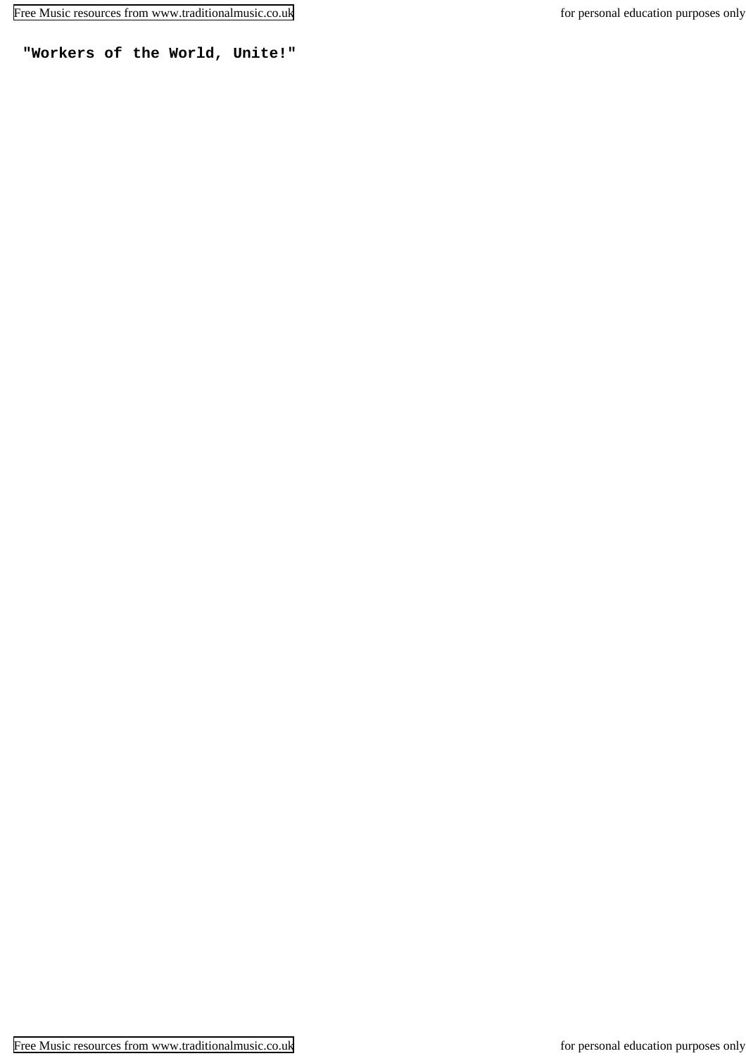**"Workers of the World, Unite!"**